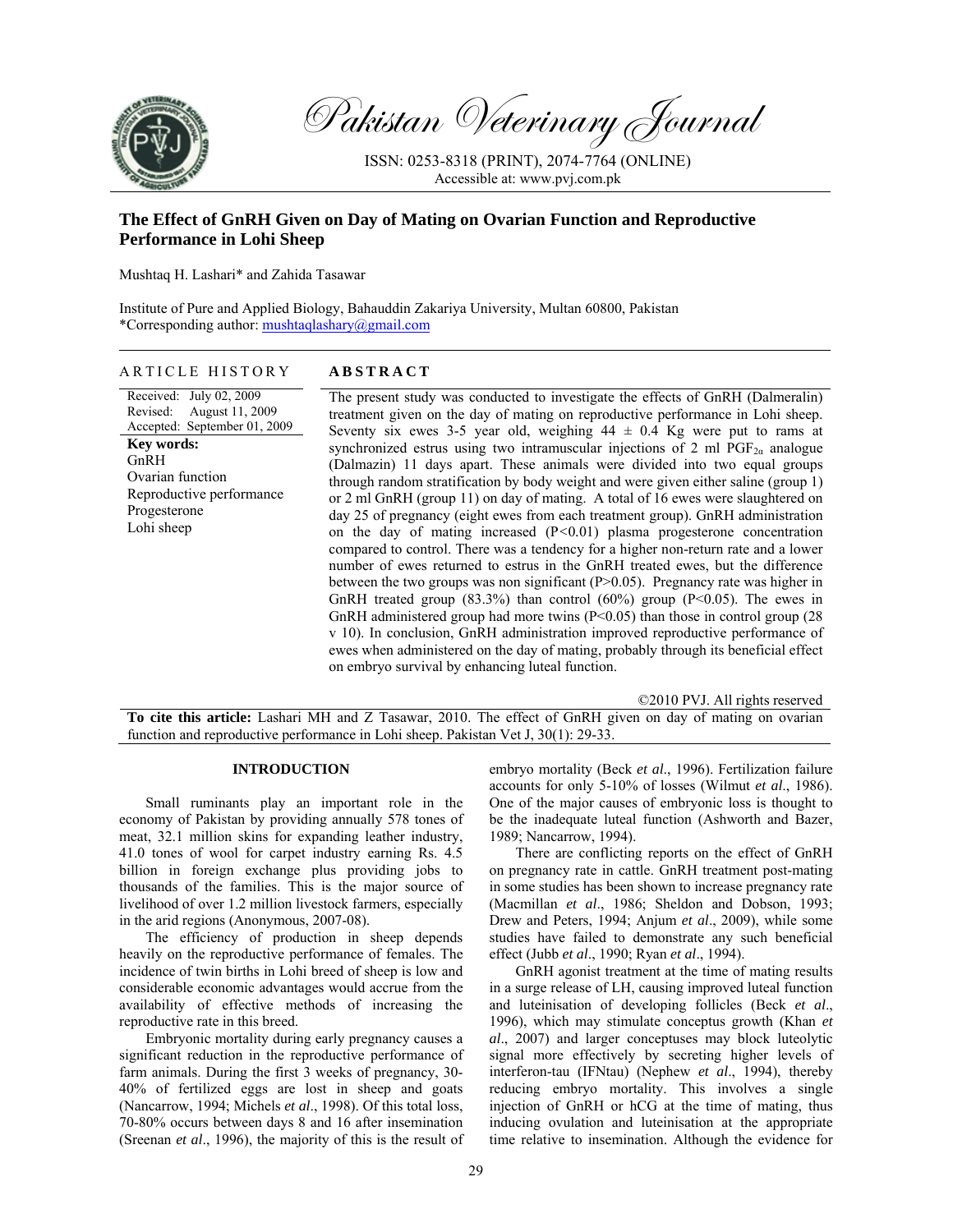# The Effect of GnRH Given on Day of Mating on Ovarian Function and Reproductive Performance in Lohi Sheep

Mushtaq H. Lashari* and Zahida Tasawar

Institute of Pure and Applied Biology, Bahauddin Zakariya University, Multan 60800, Pakistan
*Corresponding author: mushtaqlashary@gmail.com

## ARTICLE HISTORY

Received: July 02, 2009
Revised: August 11, 2009
Accepted: September 01, 2009

**Key words:**
GnRH
Ovarian function
Reproductive performance
Progesterone
Lohi sheep

## ABSTRACT

The present study was conducted to investigate the effects of GnRH (Dalmeralin) treatment given on the day of mating on reproductive performance in Lohi sheep. Seventy six ewes 3-5 year old, weighing 44 ± 0.4 Kg were put to rams at synchronized estrus using two intramuscular injections of 2 ml $PGF_{2\alpha}$ analogue (Dalmazin) 11 days apart. These animals were divided into two equal groups through random stratification by body weight and were given either saline (group 1) or 2 ml GnRH (group 11) on day of mating. A total of 16 ewes were slaughtered on day 25 of pregnancy (eight ewes from each treatment group). GnRH administration on the day of mating increased ($P<0.01$) plasma progesterone concentration compared to control. There was a tendency for a higher non-return rate and a lower number of ewes returned to estrus in the GnRH treated ewes, but the difference between the two groups was non significant ($P>0.05$). Pregnancy rate was higher in GnRH treated group (83.3%) than control (60%) group ($P<0.05$). The ewes in GnRH administered group had more twins ($P<0.05$) than those in control group (28 v 10). In conclusion, GnRH administration improved reproductive performance of ewes when administered on the day of mating, probably through its beneficial effect on embryo survival by enhancing luteal function.

©2010 PVJ. All rights reserved

**To cite this article:** Lashari MH and Z Tasawar, 2010. The effect of GnRH given on day of mating on ovarian function and reproductive performance in Lohi sheep. Pakistan Vet J, 30(1): 29-33.

## INTRODUCTION

Small ruminants play an important role in the economy of Pakistan by providing annually 578 tones of meat, 32.1 million skins for expanding leather industry, 41.0 tones of wool for carpet industry earning Rs. 4.5 billion in foreign exchange plus providing jobs to thousands of the families. This is the major source of livelihood of over 1.2 million livestock farmers, especially in the arid regions (Anonymous, 2007-08).

The efficiency of production in sheep depends heavily on the reproductive performance of females. The incidence of twin births in Lohi breed of sheep is low and considerable economic advantages would accrue from the availability of effective methods of increasing the reproductive rate in this breed.

Embryonic mortality during early pregnancy causes a significant reduction in the reproductive performance of farm animals. During the first 3 weeks of pregnancy, 30-40% of fertilized eggs are lost in sheep and goats (Nancarrow, 1994; Michels *et al*., 1998). Of this total loss, 70-80% occurs between days 8 and 16 after insemination (Sreenan *et al*., 1996), the majority of this is the result of embryo mortality (Beck *et al*., 1996). Fertilization failure accounts for only 5-10% of losses (Wilmut *et al*., 1986). One of the major causes of embryonic loss is thought to be the inadequate luteal function (Ashworth and Bazer, 1989; Nancarrow, 1994).

There are conflicting reports on the effect of GnRH on pregnancy rate in cattle. GnRH treatment post-mating in some studies has been shown to increase pregnancy rate (Macmillan *et al*., 1986; Sheldon and Dobson, 1993; Drew and Peters, 1994; Anjum *et al*., 2009), while some studies have failed to demonstrate any such beneficial effect (Jubb *et al*., 1990; Ryan *et al*., 1994).

GnRH agonist treatment at the time of mating results in a surge release of LH, causing improved luteal function and luteinisation of developing follicles (Beck *et al*., 1996), which may stimulate conceptus growth (Khan *et al*., 2007) and larger conceptuses may block luteolytic signal more effectively by secreting higher levels of interferon-tau (IFNtau) (Nephew *et al*., 1994), thereby reducing embryo mortality. This involves a single injection of GnRH or hCG at the time of mating, thus inducing ovulation and luteinisation at the appropriate time relative to insemination. Although the evidence for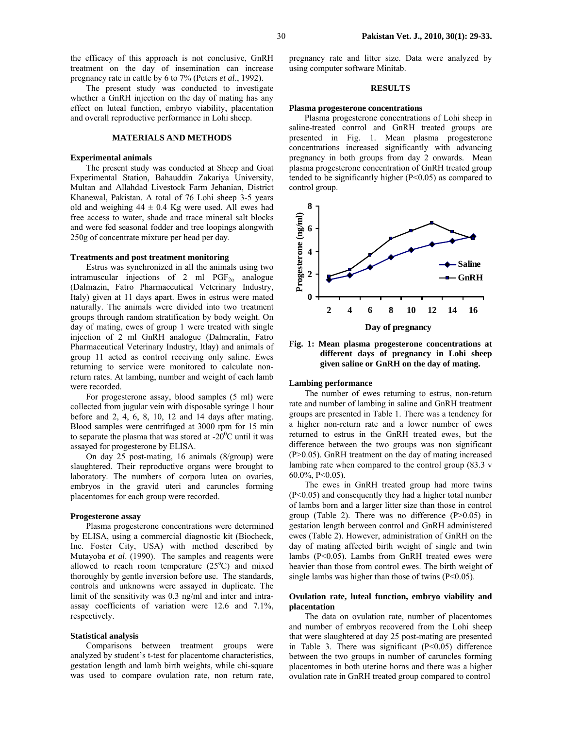the efficacy of this approach is not conclusive, GnRH treatment on the day of insemination can increase pregnancy rate in cattle by 6 to 7% (Peters *et al*., 1992).

The present study was conducted to investigate whether a GnRH injection on the day of mating has any effect on luteal function, embryo viability, placentation and overall reproductive performance in Lohi sheep.

## MATERIALS AND METHODS

### Experimental animals

The present study was conducted at Sheep and Goat Experimental Station, Bahauddin Zakariya University, Multan and Allahdad Livestock Farm Jehanian, District Khanewal, Pakistan. A total of 76 Lohi sheep 3-5 years old and weighing $44 \pm 0.4$ Kg were used. All ewes had free access to water, shade and trace mineral salt blocks and were fed seasonal fodder and tree loopings alongwith 250g of concentrate mixture per head per day.

### Treatments and post treatment monitoring

Estrus was synchronized in all the animals using two intramuscular injections of 2 ml $PGF_{2\alpha}$ analogue (Dalmazin, Fatro Pharmaceutical Veterinary Industry, Italy) given at 11 days apart. Ewes in estrus were mated naturally. The animals were divided into two treatment groups through random stratification by body weight. On day of mating, ewes of group 1 were treated with single injection of 2 ml GnRH analogue (Dalmeralin, Fatro Pharmaceutical Veterinary Industry, Itlay) and animals of group 11 acted as control receiving only saline. Ewes returning to service were monitored to calculate non-return rates. At lambing, number and weight of each lamb were recorded.

For progesterone assay, blood samples (5 ml) were collected from jugular vein with disposable syringe 1 hour before and 2, 4, 6, 8, 10, 12 and 14 days after mating. Blood samples were centrifuged at 3000 rpm for 15 min to separate the plasma that was stored at $-20^0$C until it was assayed for progesterone by ELISA.

On day 25 post-mating, 16 animals (8/group) were slaughtered. Their reproductive organs were brought to laboratory. The numbers of corpora lutea on ovaries, embryos in the gravid uteri and caruncles forming placentomes for each group were recorded.

### Progesterone assay

Plasma progesterone concentrations were determined by ELISA, using a commercial diagnostic kit (Biocheck, Inc. Foster City, USA) with method described by Mutayoba *et al*. (1990). The samples and reagents were allowed to reach room temperature ($25^o$C) and mixed thoroughly by gentle inversion before use. The standards, controls and unknowns were assayed in duplicate. The limit of the sensitivity was 0.3 ng/ml and inter and intra-assay coefficients of variation were 12.6 and 7.1%, respectively.

### Statistical analysis

Comparisons between treatment groups were analyzed by student's t-test for placentome characteristics, gestation length and lamb birth weights, while chi-square was used to compare ovulation rate, non return rate, pregnancy rate and litter size. Data were analyzed by using computer software Minitab.

## RESULTS

### Plasma progesterone concentrations

Plasma progesterone concentrations of Lohi sheep in saline-treated control and GnRH treated groups are presented in Fig. 1. Mean plasma progesterone concentrations increased significantly with advancing pregnancy in both groups from day 2 onwards. Mean plasma progesterone concentration of GnRH treated group tended to be significantly higher ($P<0.05$) as compared to control group.

**Fig. 1: Mean plasma progesterone concentrations at different days of pregnancy in Lohi sheep given saline or GnRH on the day of mating.**

### Lambing performance

The number of ewes returning to estrus, non-return rate and number of lambing in saline and GnRH treatment groups are presented in Table 1. There was a tendency for a higher non-return rate and a lower number of ewes returned to estrus in the GnRH treated ewes, but the difference between the two groups was non significant ($P>0.05$). GnRH treatment on the day of mating increased lambing rate when compared to the control group (83.3 v 60.0%, $P<0.05$).

The ewes in GnRH treated group had more twins ($P<0.05$) and consequently they had a higher total number of lambs born and a larger litter size than those in control group (Table 2). There was no difference ($P>0.05$) in gestation length between control and GnRH administered ewes (Table 2). However, administration of GnRH on the day of mating affected birth weight of single and twin lambs ($P<0.05$). Lambs from GnRH treated ewes were heavier than those from control ewes. The birth weight of single lambs was higher than those of twins ($P<0.05$).

### Ovulation rate, luteal function, embryo viability and placentation

The data on ovulation rate, number of placentomes and number of embryos recovered from the Lohi sheep that were slaughtered at day 25 post-mating are presented in Table 3. There was significant ($P<0.05$) difference between the two groups in number of caruncles forming placentomes in both uterine horns and there was a higher ovulation rate in GnRH treated group compared to control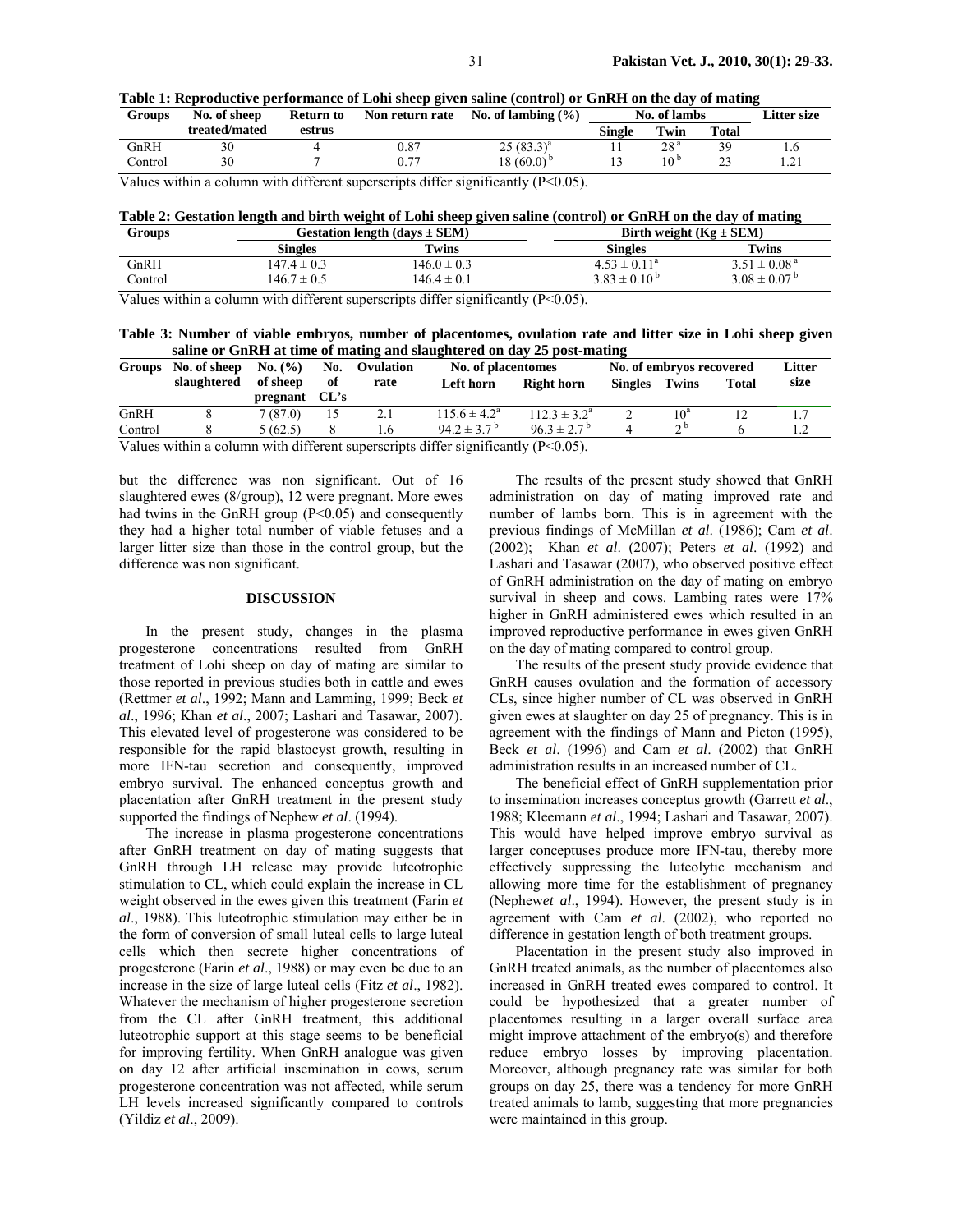**Table 1: Reproductive performance of Lohi sheep given saline (control) or GnRH on the day of mating**

| Groups | No. of sheep treated/mated | Return to estrus | Non return rate | No. of lambing (%) | No. of lambs | | | Litter size |
|---|---|---|---|---|---|---|---|---|
| | | | | | Single | Twin | Total | |
| GnRH | 30 | 4 | 0.87 | 25 (83.3)[a] | 11 | 28[a] | 39 | 1.6 |
| Control | 30 | 7 | 0.77 | 18 (60.0)[b] | 13 | 10[b] | 23 | 1.21 |

Values within a column with different superscripts differ significantly (P<0.05).

**Table 2: Gestation length and birth weight of Lohi sheep given saline (control) or GnRH on the day of mating**

| Groups | Gestation length (days ± SEM) | | Birth weight (Kg ± SEM) | |
|---|---|---|---|---|
| | Singles | Twins | Singles | Twins |
| GnRH | 147.4 ± 0.3 | 146.0 ± 0.3 | 4.53 ± 0.11[a] | 3.51 ± 0.08[a] |
| Control | 146.7 ± 0.5 | 146.4 ± 0.1 | 3.83 ± 0.10[b] | 3.08 ± 0.07[b] |

Values within a column with different superscripts differ significantly (P<0.05).

**Table 3: Number of viable embryos, number of placentomes, ovulation rate and litter size in Lohi sheep given saline or GnRH at time of mating and slaughtered on day 25 post-mating**

| Groups | No. of sheep slaughtered | No. (%) of sheep pregnant | No. of CL's | Ovulation rate | No. of placentomes | | No. of embryos recovered | | | Litter size |
|---|---|---|---|---|---|---|---|---|---|---|
| | | | | | Left horn | Right horn | Singles | Twins | Total | |
| GnRH | 8 | 7 (87.0) | 15 | 2.1 | 115.6 ± 4.2[a] | 112.3 ± 3.2[a] | 2 | 10[a] | 12 | 1.7 |
| Control | 8 | 5 (62.5) | 8 | 1.6 | 94.2 ± 3.7[b] | 96.3 ± 2.7[b] | 4 | 2[b] | 6 | 1.2 |

Values within a column with different superscripts differ significantly (P<0.05).

but the difference was non significant. Out of 16 slaughtered ewes (8/group), 12 were pregnant. More ewes had twins in the GnRH group (P<0.05) and consequently they had a higher total number of viable fetuses and a larger litter size than those in the control group, but the difference was non significant.

## DISCUSSION

In the present study, changes in the plasma progesterone concentrations resulted from GnRH treatment of Lohi sheep on day of mating are similar to those reported in previous studies both in cattle and ewes (Rettmer *et al*., 1992; Mann and Lamming, 1999; Beck *et al*., 1996; Khan *et al*., 2007; Lashari and Tasawar, 2007). This elevated level of progesterone was considered to be responsible for the rapid blastocyst growth, resulting in more IFN-tau secretion and consequently, improved embryo survival. The enhanced conceptus growth and placentation after GnRH treatment in the present study supported the findings of Nephew *et al*. (1994).

The increase in plasma progesterone concentrations after GnRH treatment on day of mating suggests that GnRH through LH release may provide luteotrophic stimulation to CL, which could explain the increase in CL weight observed in the ewes given this treatment (Farin *et al*., 1988). This luteotrophic stimulation may either be in the form of conversion of small luteal cells to large luteal cells which then secrete higher concentrations of progesterone (Farin *et al*., 1988) or may even be due to an increase in the size of large luteal cells (Fitz *et al*., 1982). Whatever the mechanism of higher progesterone secretion from the CL after GnRH treatment, this additional luteotrophic support at this stage seems to be beneficial for improving fertility. When GnRH analogue was given on day 12 after artificial insemination in cows, serum progesterone concentration was not affected, while serum LH levels increased significantly compared to controls (Yildiz *et al*., 2009).

The results of the present study showed that GnRH administration on day of mating improved rate and number of lambs born. This is in agreement with the previous findings of McMillan *et al*. (1986); Cam *et al*. (2002); Khan *et al*. (2007); Peters *et al*. (1992) and Lashari and Tasawar (2007), who observed positive effect of GnRH administration on the day of mating on embryo survival in sheep and cows. Lambing rates were 17% higher in GnRH administered ewes which resulted in an improved reproductive performance in ewes given GnRH on the day of mating compared to control group.

The results of the present study provide evidence that GnRH causes ovulation and the formation of accessory CLs, since higher number of CL was observed in GnRH given ewes at slaughter on day 25 of pregnancy. This is in agreement with the findings of Mann and Picton (1995), Beck *et al*. (1996) and Cam *et al*. (2002) that GnRH administration results in an increased number of CL.

The beneficial effect of GnRH supplementation prior to insemination increases conceptus growth (Garrett *et al*., 1988; Kleemann *et al*., 1994; Lashari and Tasawar, 2007). This would have helped improve embryo survival as larger conceptuses produce more IFN-tau, thereby more effectively suppressing the luteolytic mechanism and allowing more time for the establishment of pregnancy (Nephew*et al*., 1994). However, the present study is in agreement with Cam *et al*. (2002), who reported no difference in gestation length of both treatment groups.

Placentation in the present study also improved in GnRH treated animals, as the number of placentomes also increased in GnRH treated ewes compared to control. It could be hypothesized that a greater number of placentomes resulting in a larger overall surface area might improve attachment of the embryo(s) and therefore reduce embryo losses by improving placentation. Moreover, although pregnancy rate was similar for both groups on day 25, there was a tendency for more GnRH treated animals to lamb, suggesting that more pregnancies were maintained in this group.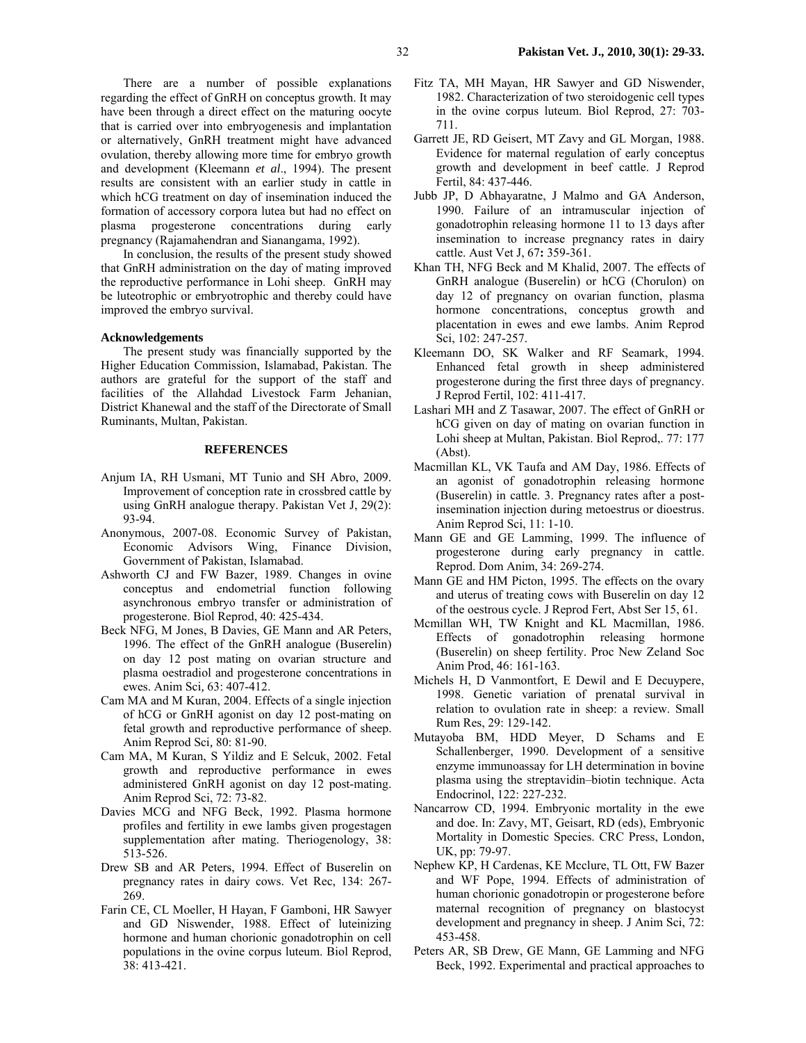There are a number of possible explanations regarding the effect of GnRH on conceptus growth. It may have been through a direct effect on the maturing oocyte that is carried over into embryogenesis and implantation or alternatively, GnRH treatment might have advanced ovulation, thereby allowing more time for embryo growth and development (Kleemann *et al*., 1994). The present results are consistent with an earlier study in cattle in which hCG treatment on day of insemination induced the formation of accessory corpora lutea but had no effect on plasma progesterone concentrations during early pregnancy (Rajamahendran and Sianangama, 1992).

In conclusion, the results of the present study showed that GnRH administration on the day of mating improved the reproductive performance in Lohi sheep. GnRH may be luteotrophic or embryotrophic and thereby could have improved the embryo survival.

**Acknowledgements**

The present study was financially supported by the Higher Education Commission, Islamabad, Pakistan. The authors are grateful for the support of the staff and facilities of the Allahdad Livestock Farm Jehanian, District Khanewal and the staff of the Directorate of Small Ruminants, Multan, Pakistan.

## REFERENCES

- Anjum IA, RH Usmani, MT Tunio and SH Abro, 2009. Improvement of conception rate in crossbred cattle by using GnRH analogue therapy. Pakistan Vet J, 29(2): 93-94.
- Anonymous, 2007-08. Economic Survey of Pakistan, Economic Advisors Wing, Finance Division, Government of Pakistan, Islamabad.
- Ashworth CJ and FW Bazer, 1989. Changes in ovine conceptus and endometrial function following asynchronous embryo transfer or administration of progesterone. Biol Reprod, 40: 425-434.
- Beck NFG, M Jones, B Davies, GE Mann and AR Peters, 1996. The effect of the GnRH analogue (Buserelin) on day 12 post mating on ovarian structure and plasma oestradiol and progesterone concentrations in ewes. Anim Sci, 63: 407-412.
- Cam MA and M Kuran, 2004. Effects of a single injection of hCG or GnRH agonist on day 12 post-mating on fetal growth and reproductive performance of sheep. Anim Reprod Sci, 80: 81-90.
- Cam MA, M Kuran, S Yildiz and E Selcuk, 2002. Fetal growth and reproductive performance in ewes administered GnRH agonist on day 12 post-mating. Anim Reprod Sci, 72: 73-82.
- Davies MCG and NFG Beck, 1992. Plasma hormone profiles and fertility in ewe lambs given progestagen supplementation after mating. Theriogenology, 38: 513-526.
- Drew SB and AR Peters, 1994. Effect of Buserelin on pregnancy rates in dairy cows. Vet Rec, 134: 267-269.
- Farin CE, CL Moeller, H Hayan, F Gamboni, HR Sawyer and GD Niswender, 1988. Effect of luteinizing hormone and human chorionic gonadotrophin on cell populations in the ovine corpus luteum. Biol Reprod, 38: 413-421.
- Fitz TA, MH Mayan, HR Sawyer and GD Niswender, 1982. Characterization of two steroidogenic cell types in the ovine corpus luteum. Biol Reprod, 27: 703-711.
- Garrett JE, RD Geisert, MT Zavy and GL Morgan, 1988. Evidence for maternal regulation of early conceptus growth and development in beef cattle. J Reprod Fertil, 84: 437-446.
- Jubb JP, D Abhayaratne, J Malmo and GA Anderson, 1990. Failure of an intramuscular injection of gonadotrophin releasing hormone 11 to 13 days after insemination to increase pregnancy rates in dairy cattle. Aust Vet J, 67**:** 359-361.
- Khan TH, NFG Beck and M Khalid, 2007. The effects of GnRH analogue (Buserelin) or hCG (Chorulon) on day 12 of pregnancy on ovarian function, plasma hormone concentrations, conceptus growth and placentation in ewes and ewe lambs. Anim Reprod Sci, 102: 247-257.
- Kleemann DO, SK Walker and RF Seamark, 1994. Enhanced fetal growth in sheep administered progesterone during the first three days of pregnancy. J Reprod Fertil, 102: 411-417.
- Lashari MH and Z Tasawar, 2007. The effect of GnRH or hCG given on day of mating on ovarian function in Lohi sheep at Multan, Pakistan. Biol Reprod,. 77: 177 (Abst).
- Macmillan KL, VK Taufa and AM Day, 1986. Effects of an agonist of gonadotrophin releasing hormone (Buserelin) in cattle. 3. Pregnancy rates after a post-insemination injection during metoestrus or dioestrus. Anim Reprod Sci, 11: 1-10.
- Mann GE and GE Lamming, 1999. The influence of progesterone during early pregnancy in cattle. Reprod. Dom Anim, 34: 269-274.
- Mann GE and HM Picton, 1995. The effects on the ovary and uterus of treating cows with Buserelin on day 12 of the oestrous cycle. J Reprod Fert, Abst Ser 15, 61.
- Mcmillan WH, TW Knight and KL Macmillan, 1986. Effects of gonadotrophin releasing hormone (Buserelin) on sheep fertility. Proc New Zeland Soc Anim Prod, 46: 161-163.
- Michels H, D Vanmontfort, E Dewil and E Decuypere, 1998. Genetic variation of prenatal survival in relation to ovulation rate in sheep: a review. Small Rum Res, 29: 129-142.
- Mutayoba BM, HDD Meyer, D Schams and E Schallenberger, 1990. Development of a sensitive enzyme immunoassay for LH determination in bovine plasma using the streptavidin–biotin technique. Acta Endocrinol, 122: 227-232.
- Nancarrow CD, 1994. Embryonic mortality in the ewe and doe. In: Zavy, MT, Geisart, RD (eds), Embryonic Mortality in Domestic Species. CRC Press, London, UK, pp: 79-97.
- Nephew KP, H Cardenas, KE Mcclure, TL Ott, FW Bazer and WF Pope, 1994. Effects of administration of human chorionic gonadotropin or progesterone before maternal recognition of pregnancy on blastocyst development and pregnancy in sheep. J Anim Sci, 72: 453-458.
- Peters AR, SB Drew, GE Mann, GE Lamming and NFG Beck, 1992. Experimental and practical approaches to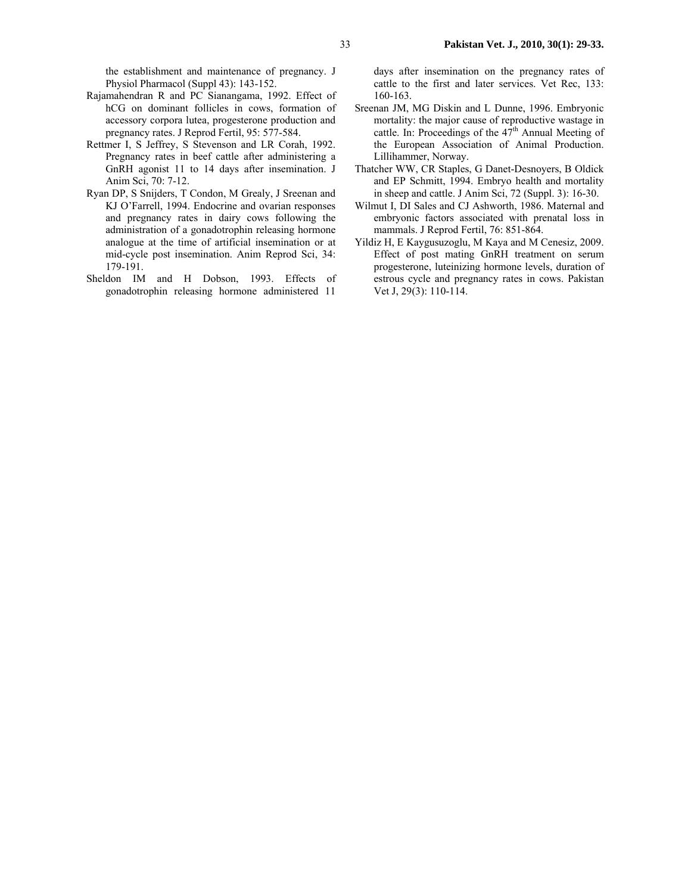the establishment and maintenance of pregnancy. J Physiol Pharmacol (Suppl 43): 143-152.

Rajamahendran R and PC Sianangama, 1992. Effect of hCG on dominant follicles in cows, formation of accessory corpora lutea, progesterone production and pregnancy rates. J Reprod Fertil, 95: 577-584.

Rettmer I, S Jeffrey, S Stevenson and LR Corah, 1992. Pregnancy rates in beef cattle after administering a GnRH agonist 11 to 14 days after insemination. J Anim Sci, 70: 7-12.

Ryan DP, S Snijders, T Condon, M Grealy, J Sreenan and KJ O'Farrell, 1994. Endocrine and ovarian responses and pregnancy rates in dairy cows following the administration of a gonadotrophin releasing hormone analogue at the time of artificial insemination or at mid-cycle post insemination. Anim Reprod Sci, 34: 179-191.

Sheldon IM and H Dobson, 1993. Effects of gonadotrophin releasing hormone administered 11 days after insemination on the pregnancy rates of cattle to the first and later services. Vet Rec, 133: 160-163.

Sreenan JM, MG Diskin and L Dunne, 1996. Embryonic mortality: the major cause of reproductive wastage in cattle. In: Proceedings of the 47th Annual Meeting of the European Association of Animal Production. Lillihammer, Norway.

Thatcher WW, CR Staples, G Danet-Desnoyers, B Oldick and EP Schmitt, 1994. Embryo health and mortality in sheep and cattle. J Anim Sci, 72 (Suppl. 3): 16-30.

Wilmut I, DI Sales and CJ Ashworth, 1986. Maternal and embryonic factors associated with prenatal loss in mammals. J Reprod Fertil, 76: 851-864.

Yildiz H, E Kaygusuzoglu, M Kaya and M Cenesiz, 2009. Effect of post mating GnRH treatment on serum progesterone, luteinizing hormone levels, duration of estrous cycle and pregnancy rates in cows. Pakistan Vet J, 29(3): 110-114.